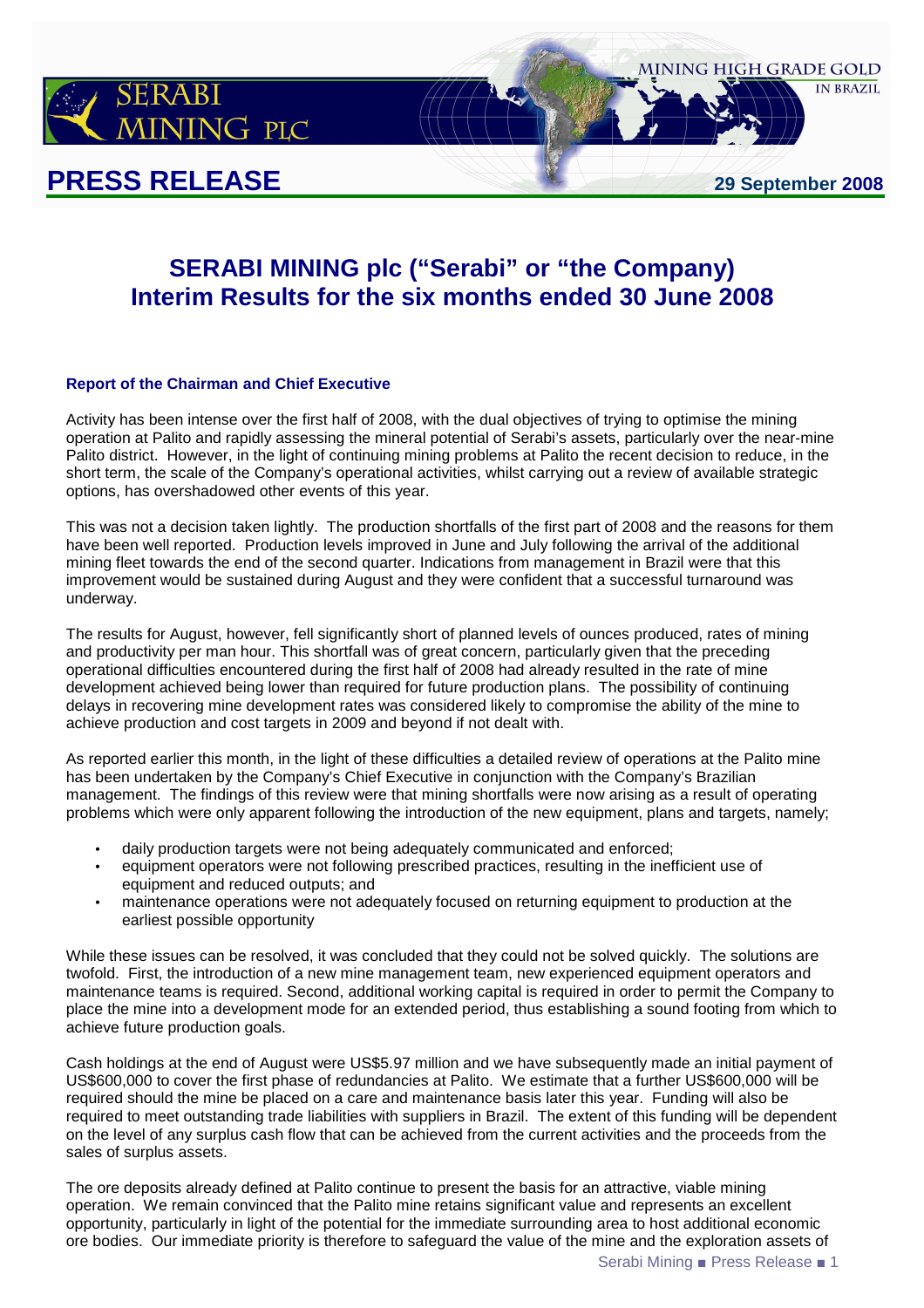# SERABI MINING plc ("Serabi" or "the Company)
# Interim Results for the six months ended 30 June 2008

### Report of the Chairman and Chief Executive

Activity has been intense over the first half of 2008, with the dual objectives of trying to optimise the mining operation at Palito and rapidly assessing the mineral potential of Serabi's assets, particularly over the near-mine Palito district. However, in the light of continuing mining problems at Palito the recent decision to reduce, in the short term, the scale of the Company's operational activities, whilst carrying out a review of available strategic options, has overshadowed other events of this year.

This was not a decision taken lightly. The production shortfalls of the first part of 2008 and the reasons for them have been well reported. Production levels improved in June and July following the arrival of the additional mining fleet towards the end of the second quarter. Indications from management in Brazil were that this improvement would be sustained during August and they were confident that a successful turnaround was underway.

The results for August, however, fell significantly short of planned levels of ounces produced, rates of mining and productivity per man hour. This shortfall was of great concern, particularly given that the preceding operational difficulties encountered during the first half of 2008 had already resulted in the rate of mine development achieved being lower than required for future production plans. The possibility of continuing delays in recovering mine development rates was considered likely to compromise the ability of the mine to achieve production and cost targets in 2009 and beyond if not dealt with.

As reported earlier this month, in the light of these difficulties a detailed review of operations at the Palito mine has been undertaken by the Company's Chief Executive in conjunction with the Company's Brazilian management. The findings of this review were that mining shortfalls were now arising as a result of operating problems which were only apparent following the introduction of the new equipment, plans and targets, namely;

- daily production targets were not being adequately communicated and enforced;
- equipment operators were not following prescribed practices, resulting in the inefficient use of equipment and reduced outputs; and
- maintenance operations were not adequately focused on returning equipment to production at the earliest possible opportunity

While these issues can be resolved, it was concluded that they could not be solved quickly. The solutions are twofold. First, the introduction of a new mine management team, new experienced equipment operators and maintenance teams is required. Second, additional working capital is required in order to permit the Company to place the mine into a development mode for an extended period, thus establishing a sound footing from which to achieve future production goals.

Cash holdings at the end of August were US$5.97 million and we have subsequently made an initial payment of US$600,000 to cover the first phase of redundancies at Palito. We estimate that a further US$600,000 will be required should the mine be placed on a care and maintenance basis later this year. Funding will also be required to meet outstanding trade liabilities with suppliers in Brazil. The extent of this funding will be dependent on the level of any surplus cash flow that can be achieved from the current activities and the proceeds from the sales of surplus assets.

The ore deposits already defined at Palito continue to present the basis for an attractive, viable mining operation. We remain convinced that the Palito mine retains significant value and represents an excellent opportunity, particularly in light of the potential for the immediate surrounding area to host additional economic ore bodies. Our immediate priority is therefore to safeguard the value of the mine and the exploration assets of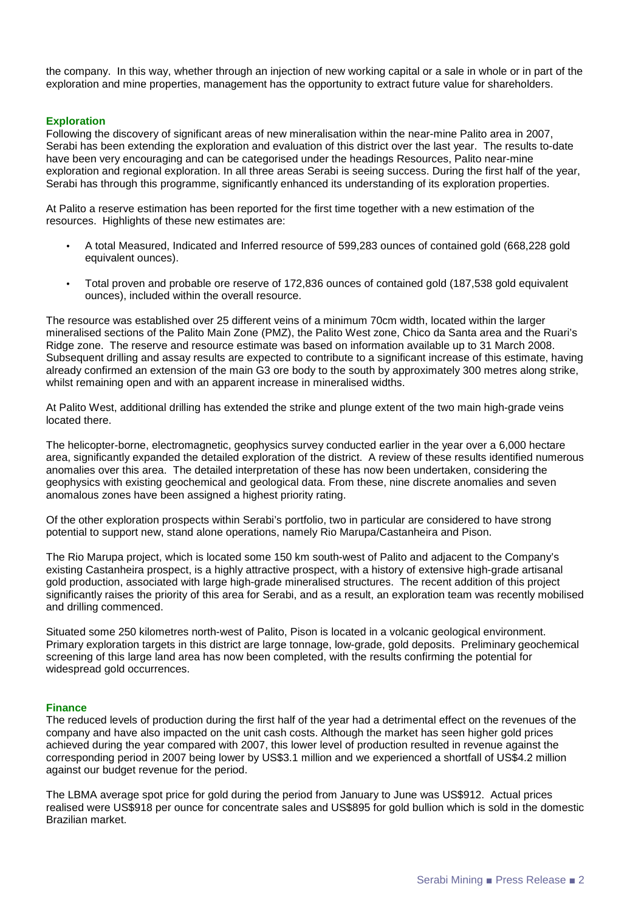the company. In this way, whether through an injection of new working capital or a sale in whole or in part of the exploration and mine properties, management has the opportunity to extract future value for shareholders.

## Exploration

Following the discovery of significant areas of new mineralisation within the near-mine Palito area in 2007, Serabi has been extending the exploration and evaluation of this district over the last year. The results to-date have been very encouraging and can be categorised under the headings Resources, Palito near-mine exploration and regional exploration. In all three areas Serabi is seeing success. During the first half of the year, Serabi has through this programme, significantly enhanced its understanding of its exploration properties.

At Palito a reserve estimation has been reported for the first time together with a new estimation of the resources. Highlights of these new estimates are:

- A total Measured, Indicated and Inferred resource of 599,283 ounces of contained gold (668,228 gold equivalent ounces).
- Total proven and probable ore reserve of 172,836 ounces of contained gold (187,538 gold equivalent ounces), included within the overall resource.

The resource was established over 25 different veins of a minimum 70cm width, located within the larger mineralised sections of the Palito Main Zone (PMZ), the Palito West zone, Chico da Santa area and the Ruari's Ridge zone. The reserve and resource estimate was based on information available up to 31 March 2008. Subsequent drilling and assay results are expected to contribute to a significant increase of this estimate, having already confirmed an extension of the main G3 ore body to the south by approximately 300 metres along strike, whilst remaining open and with an apparent increase in mineralised widths.

At Palito West, additional drilling has extended the strike and plunge extent of the two main high-grade veins located there.

The helicopter-borne, electromagnetic, geophysics survey conducted earlier in the year over a 6,000 hectare area, significantly expanded the detailed exploration of the district. A review of these results identified numerous anomalies over this area. The detailed interpretation of these has now been undertaken, considering the geophysics with existing geochemical and geological data. From these, nine discrete anomalies and seven anomalous zones have been assigned a highest priority rating.

Of the other exploration prospects within Serabi's portfolio, two in particular are considered to have strong potential to support new, stand alone operations, namely Rio Marupa/Castanheira and Pison.

The Rio Marupa project, which is located some 150 km south-west of Palito and adjacent to the Company's existing Castanheira prospect, is a highly attractive prospect, with a history of extensive high-grade artisanal gold production, associated with large high-grade mineralised structures. The recent addition of this project significantly raises the priority of this area for Serabi, and as a result, an exploration team was recently mobilised and drilling commenced.

Situated some 250 kilometres north-west of Palito, Pison is located in a volcanic geological environment. Primary exploration targets in this district are large tonnage, low-grade, gold deposits. Preliminary geochemical screening of this large land area has now been completed, with the results confirming the potential for widespread gold occurrences.

## Finance

The reduced levels of production during the first half of the year had a detrimental effect on the revenues of the company and have also impacted on the unit cash costs. Although the market has seen higher gold prices achieved during the year compared with 2007, this lower level of production resulted in revenue against the corresponding period in 2007 being lower by US$3.1 million and we experienced a shortfall of US$4.2 million against our budget revenue for the period.

The LBMA average spot price for gold during the period from January to June was US$912. Actual prices realised were US$918 per ounce for concentrate sales and US$895 for gold bullion which is sold in the domestic Brazilian market.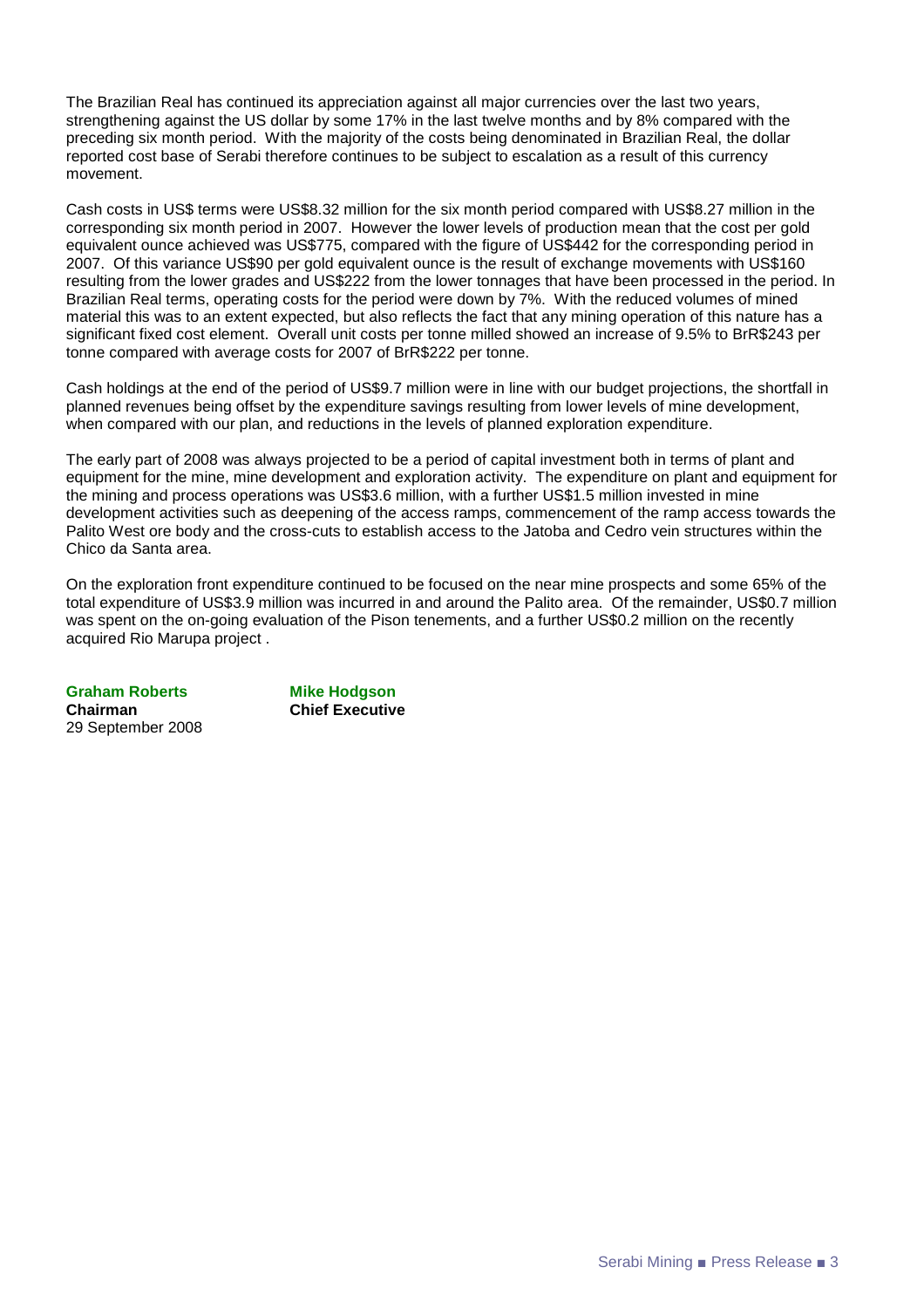The Brazilian Real has continued its appreciation against all major currencies over the last two years, strengthening against the US dollar by some 17% in the last twelve months and by 8% compared with the preceding six month period. With the majority of the costs being denominated in Brazilian Real, the dollar reported cost base of Serabi therefore continues to be subject to escalation as a result of this currency movement.

Cash costs in US$ terms were US$8.32 million for the six month period compared with US$8.27 million in the corresponding six month period in 2007. However the lower levels of production mean that the cost per gold equivalent ounce achieved was US$775, compared with the figure of US$442 for the corresponding period in 2007. Of this variance US$90 per gold equivalent ounce is the result of exchange movements with US$160 resulting from the lower grades and US$222 from the lower tonnages that have been processed in the period. In Brazilian Real terms, operating costs for the period were down by 7%. With the reduced volumes of mined material this was to an extent expected, but also reflects the fact that any mining operation of this nature has a significant fixed cost element. Overall unit costs per tonne milled showed an increase of 9.5% to BrR$243 per tonne compared with average costs for 2007 of BrR$222 per tonne.

Cash holdings at the end of the period of US$9.7 million were in line with our budget projections, the shortfall in planned revenues being offset by the expenditure savings resulting from lower levels of mine development, when compared with our plan, and reductions in the levels of planned exploration expenditure.

The early part of 2008 was always projected to be a period of capital investment both in terms of plant and equipment for the mine, mine development and exploration activity. The expenditure on plant and equipment for the mining and process operations was US$3.6 million, with a further US$1.5 million invested in mine development activities such as deepening of the access ramps, commencement of the ramp access towards the Palito West ore body and the cross-cuts to establish access to the Jatoba and Cedro vein structures within the Chico da Santa area.

On the exploration front expenditure continued to be focused on the near mine prospects and some 65% of the total expenditure of US$3.9 million was incurred in and around the Palito area. Of the remainder, US$0.7 million was spent on the on-going evaluation of the Pison tenements, and a further US$0.2 million on the recently acquired Rio Marupa project .

**Graham Roberts**
**Chairman**
29 September 2008

**Mike Hodgson**
**Chief Executive**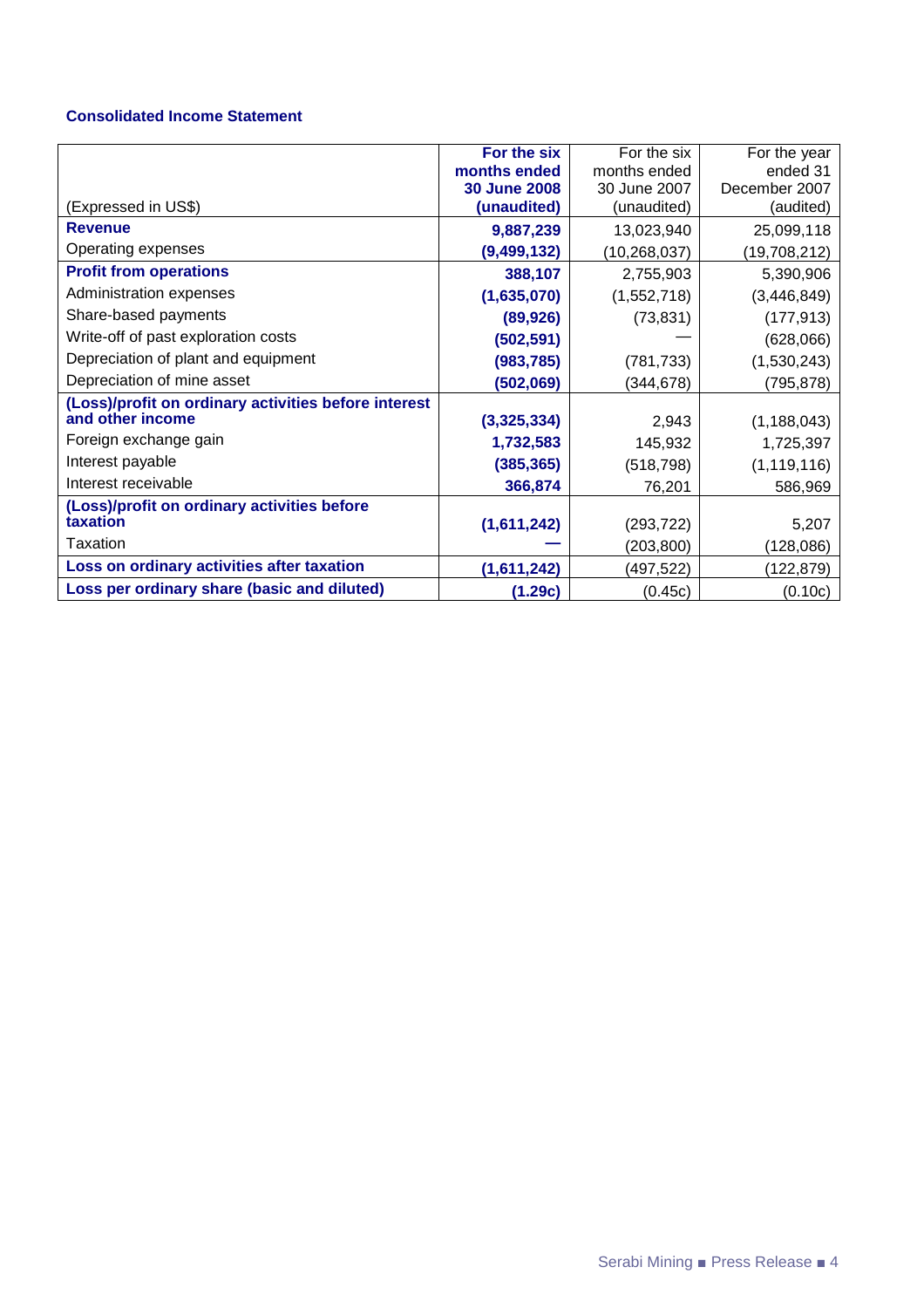## Consolidated Income Statement

| (Expressed in US$) | **For the six months ended 30 June 2008 (unaudited)** | For the six months ended 30 June 2007 (unaudited) | For the year ended 31 December 2007 (audited) |
|---|---|---|---|
| **Revenue** | **9,887,239** | 13,023,940 | 25,099,118 |
| Operating expenses | **(9,499,132)** | (10,268,037) | (19,708,212) |
| **Profit from operations** | **388,107** | 2,755,903 | 5,390,906 |
| Administration expenses | **(1,635,070)** | (1,552,718) | (3,446,849) |
| Share-based payments | **(89,926)** | (73,831) | (177,913) |
| Write-off of past exploration costs | **(502,591)** | — | (628,066) |
| Depreciation of plant and equipment | **(983,785)** | (781,733) | (1,530,243) |
| Depreciation of mine asset | **(502,069)** | (344,678) | (795,878) |
| **(Loss)/profit on ordinary activities before interest and other income** | **(3,325,334)** | 2,943 | (1,188,043) |
| Foreign exchange gain | **1,732,583** | 145,932 | 1,725,397 |
| Interest payable | **(385,365)** | (518,798) | (1,119,116) |
| Interest receivable | **366,874** | 76,201 | 586,969 |
| **(Loss)/profit on ordinary activities before taxation** | **(1,611,242)** | (293,722) | 5,207 |
| Taxation | **—** | (203,800) | (128,086) |
| **Loss on ordinary activities after taxation** | **(1,611,242)** | (497,522) | (122,879) |
| **Loss per ordinary share (basic and diluted)** | **(1.29c)** | (0.45c) | (0.10c) |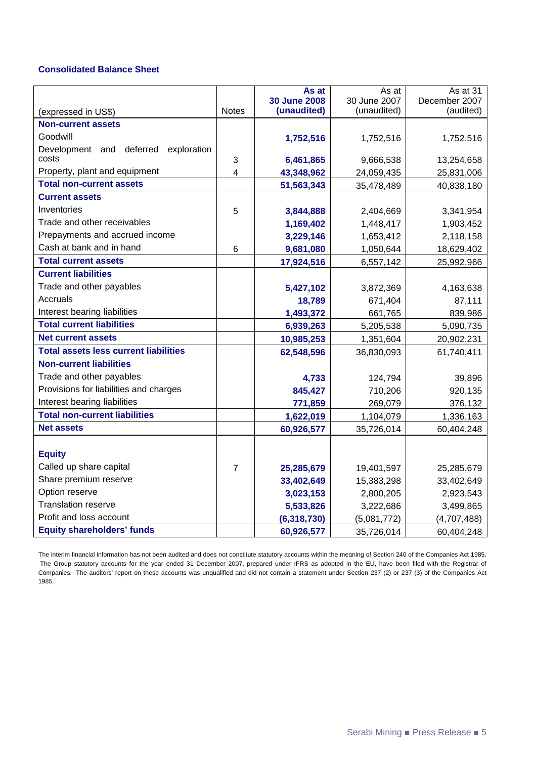### Consolidated Balance Sheet

| (expressed in US$) | Notes | **As at 30 June 2008 (unaudited)** | As at 30 June 2007 (unaudited) | As at 31 December 2007 (audited) |
|---|---|---|---|---|
| **Non-current assets** | | | | |
| Goodwill | | **1,752,516** | 1,752,516 | 1,752,516 |
| Development and deferred exploration costs | 3 | **6,461,865** | 9,666,538 | 13,254,658 |
| Property, plant and equipment | 4 | **43,348,962** | 24,059,435 | 25,831,006 |
| **Total non-current assets** | | **51,563,343** | 35,478,489 | 40,838,180 |
| **Current assets** | | | | |
| Inventories | 5 | **3,844,888** | 2,404,669 | 3,341,954 |
| Trade and other receivables | | **1,169,402** | 1,448,417 | 1,903,452 |
| Prepayments and accrued income | | **3,229,146** | 1,653,412 | 2,118,158 |
| Cash at bank and in hand | 6 | **9,681,080** | 1,050,644 | 18,629,402 |
| **Total current assets** | | **17,924,516** | 6,557,142 | 25,992,966 |
| **Current liabilities** | | | | |
| Trade and other payables | | **5,427,102** | 3,872,369 | 4,163,638 |
| Accruals | | **18,789** | 671,404 | 87,111 |
| Interest bearing liabilities | | **1,493,372** | 661,765 | 839,986 |
| **Total current liabilities** | | **6,939,263** | 5,205,538 | 5,090,735 |
| **Net current assets** | | **10,985,253** | 1,351,604 | 20,902,231 |
| **Total assets less current liabilities** | | **62,548,596** | 36,830,093 | 61,740,411 |
| **Non-current liabilities** | | | | |
| Trade and other payables | | **4,733** | 124,794 | 39,896 |
| Provisions for liabilities and charges | | **845,427** | 710,206 | 920,135 |
| Interest bearing liabilities | | **771,859** | 269,079 | 376,132 |
| **Total non-current liabilities** | | **1,622,019** | 1,104,079 | 1,336,163 |
| **Net assets** | | **60,926,577** | 35,726,014 | 60,404,248 |
| **Equity** | | | | |
| Called up share capital | 7 | **25,285,679** | 19,401,597 | 25,285,679 |
| Share premium reserve | | **33,402,649** | 15,383,298 | 33,402,649 |
| Option reserve | | **3,023,153** | 2,800,205 | 2,923,543 |
| Translation reserve | | **5,533,826** | 3,222,686 | 3,499,865 |
| Profit and loss account | | **(6,318,730)** | (5,081,772) | (4,707,488) |
| **Equity shareholders' funds** | | **60,926,577** | 35,726,014 | 60,404,248 |

The interim financial information has not been audited and does not constitute statutory accounts within the meaning of Section 240 of the Companies Act 1985. The Group statutory accounts for the year ended 31 December 2007, prepared under IFRS as adopted in the EU, have been filed with the Registrar of Companies. The auditors' report on these accounts was unqualified and did not contain a statement under Section 237 (2) or 237 (3) of the Companies Act 1985.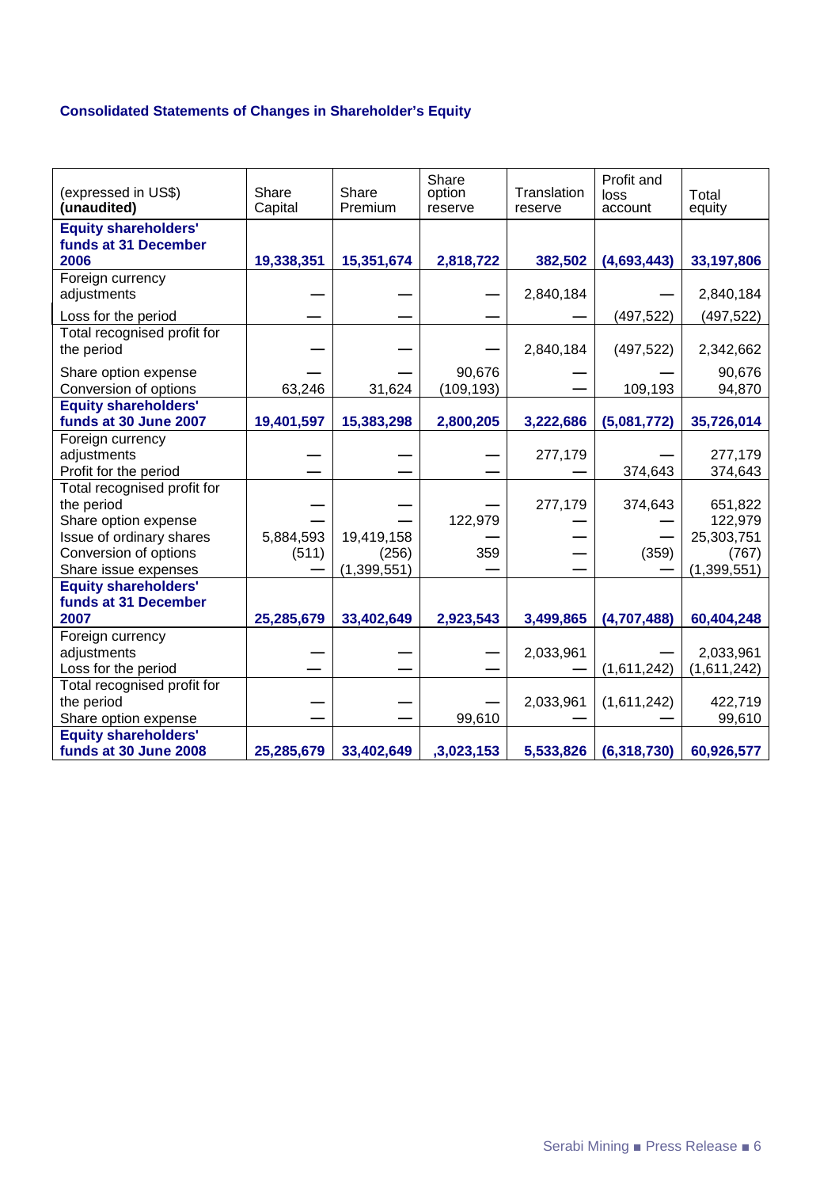### Consolidated Statements of Changes in Shareholder's Equity

| (expressed in US$) **(unaudited)** | Share Capital | Share Premium | Share option reserve | Translation reserve | Profit and loss account | Total equity |
|---|---|---|---|---|---|---|
| **Equity shareholders' funds at 31 December 2006** | **19,338,351** | **15,351,674** | **2,818,722** | **382,502** | **(4,693,443)** | **33,197,806** |
| Foreign currency adjustments | — | — | — | 2,840,184 | — | 2,840,184 |
| Loss for the period | — | — | — | — | (497,522) | (497,522) |
| Total recognised profit for the period | — | — | — | 2,840,184 | (497,522) | 2,342,662 |
| Share option expense | — | — | 90,676 | — | — | 90,676 |
| Conversion of options | 63,246 | 31,624 | (109,193) | — | 109,193 | 94,870 |
| **Equity shareholders' funds at 30 June 2007** | **19,401,597** | **15,383,298** | **2,800,205** | **3,222,686** | **(5,081,772)** | **35,726,014** |
| Foreign currency adjustments | — | — | — | 277,179 | — | 277,179 |
| Profit for the period | — | — | — | — | 374,643 | 374,643 |
| Total recognised profit for the period | — | — | — | 277,179 | 374,643 | 651,822 |
| Share option expense | — | — | 122,979 | — | — | 122,979 |
| Issue of ordinary shares | 5,884,593 | 19,419,158 | — | — | — | 25,303,751 |
| Conversion of options | (511) | (256) | 359 | — | (359) | (767) |
| Share issue expenses | — | (1,399,551) | — | — | — | (1,399,551) |
| **Equity shareholders' funds at 31 December 2007** | **25,285,679** | **33,402,649** | **2,923,543** | **3,499,865** | **(4,707,488)** | **60,404,248** |
| Foreign currency adjustments | — | — | — | 2,033,961 | — | 2,033,961 |
| Loss for the period | — | — | — | — | (1,611,242) | (1,611,242) |
| Total recognised profit for the period | — | — | — | 2,033,961 | (1,611,242) | 422,719 |
| Share option expense | — | — | 99,610 | — | — | 99,610 |
| **Equity shareholders' funds at 30 June 2008** | **25,285,679** | **33,402,649** | **,3,023,153** | **5,533,826** | **(6,318,730)** | **60,926,577** |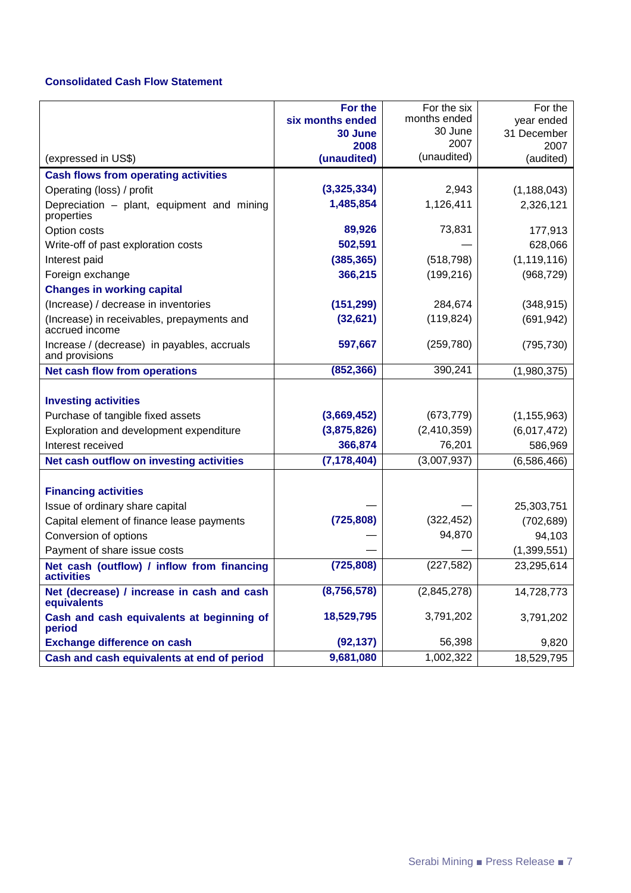### Consolidated Cash Flow Statement

| (expressed in US$) | **For the six months ended 30 June 2008 (unaudited)** | For the six months ended 30 June 2007 (unaudited) | For the year ended 31 December 2007 (audited) |
|---|---|---|---|
| **Cash flows from operating activities** | | | |
| Operating (loss) / profit | **(3,325,334)** | 2,943 | (1,188,043) |
| Depreciation – plant, equipment and mining properties | **1,485,854** | 1,126,411 | 2,326,121 |
| Option costs | **89,926** | 73,831 | 177,913 |
| Write-off of past exploration costs | **502,591** | — | 628,066 |
| Interest paid | **(385,365)** | (518,798) | (1,119,116) |
| Foreign exchange | **366,215** | (199,216) | (968,729) |
| **Changes in working capital** | | | |
| (Increase) / decrease in inventories | **(151,299)** | 284,674 | (348,915) |
| (Increase) in receivables, prepayments and accrued income | **(32,621)** | (119,824) | (691,942) |
| Increase / (decrease) in payables, accruals and provisions | **597,667** | (259,780) | (795,730) |
| **Net cash flow from operations** | **(852,366)** | 390,241 | (1,980,375) |
| | | | |
| **Investing activities** | | | |
| Purchase of tangible fixed assets | **(3,669,452)** | (673,779) | (1,155,963) |
| Exploration and development expenditure | **(3,875,826)** | (2,410,359) | (6,017,472) |
| Interest received | **366,874** | 76,201 | 586,969 |
| **Net cash outflow on investing activities** | **(7,178,404)** | (3,007,937) | (6,586,466) |
| | | | |
| **Financing activities** | | | |
| Issue of ordinary share capital | — | — | 25,303,751 |
| Capital element of finance lease payments | **(725,808)** | (322,452) | (702,689) |
| Conversion of options | — | 94,870 | 94,103 |
| Payment of share issue costs | — | — | (1,399,551) |
| **Net cash (outflow) / inflow from financing activities** | **(725,808)** | (227,582) | 23,295,614 |
| **Net (decrease) / increase in cash and cash equivalents** | **(8,756,578)** | (2,845,278) | 14,728,773 |
| **Cash and cash equivalents at beginning of period** | **18,529,795** | 3,791,202 | 3,791,202 |
| **Exchange difference on cash** | **(92,137)** | 56,398 | 9,820 |
| **Cash and cash equivalents at end of period** | **9,681,080** | 1,002,322 | 18,529,795 |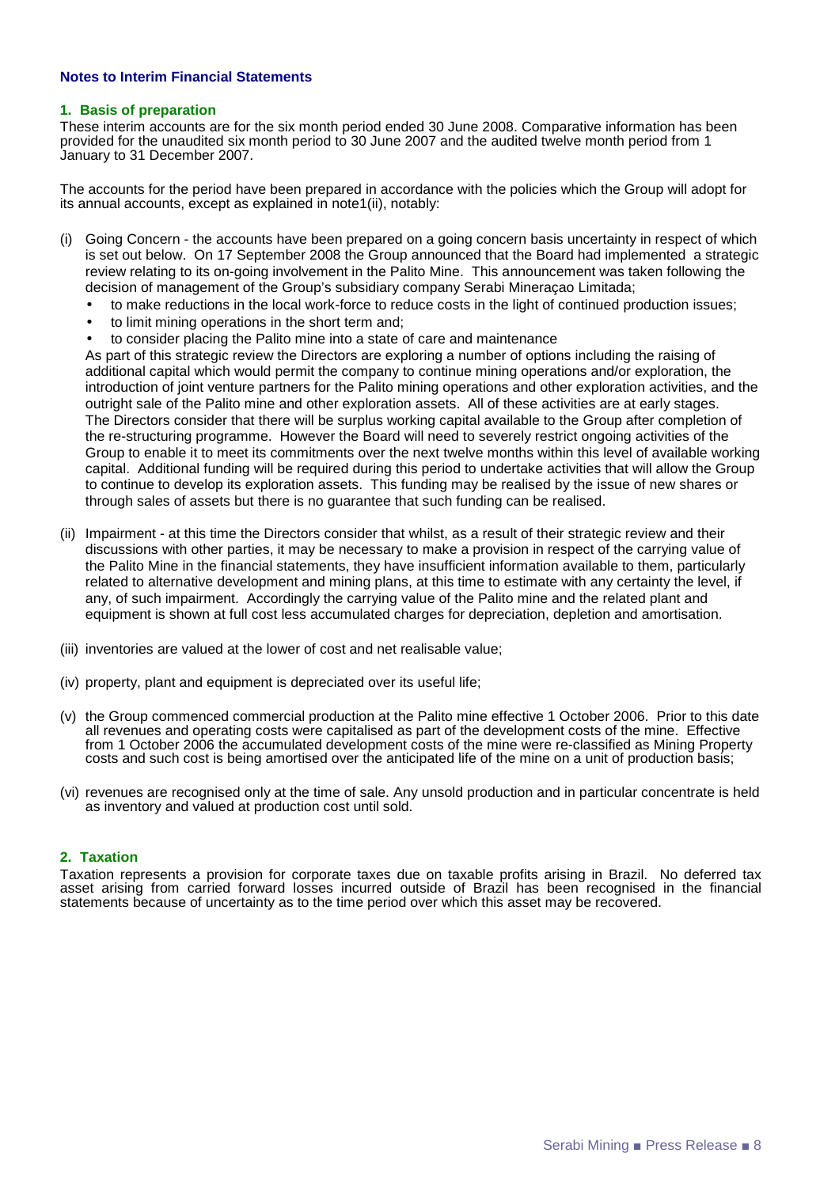## Notes to Interim Financial Statements

### 1. Basis of preparation

These interim accounts are for the six month period ended 30 June 2008. Comparative information has been provided for the unaudited six month period to 30 June 2007 and the audited twelve month period from 1 January to 31 December 2007.

The accounts for the period have been prepared in accordance with the policies which the Group will adopt for its annual accounts, except as explained in note1(ii), notably:

(i) Going Concern - the accounts have been prepared on a going concern basis uncertainty in respect of which is set out below. On 17 September 2008 the Group announced that the Board had implemented a strategic review relating to its on-going involvement in the Palito Mine. This announcement was taken following the decision of management of the Group's subsidiary company Serabi Mineraçao Limitada;

- to make reductions in the local work-force to reduce costs in the light of continued production issues;
- to limit mining operations in the short term and;
- to consider placing the Palito mine into a state of care and maintenance

As part of this strategic review the Directors are exploring a number of options including the raising of additional capital which would permit the company to continue mining operations and/or exploration, the introduction of joint venture partners for the Palito mining operations and other exploration activities, and the outright sale of the Palito mine and other exploration assets. All of these activities are at early stages. The Directors consider that there will be surplus working capital available to the Group after completion of the re-structuring programme. However the Board will need to severely restrict ongoing activities of the Group to enable it to meet its commitments over the next twelve months within this level of available working capital. Additional funding will be required during this period to undertake activities that will allow the Group to continue to develop its exploration assets. This funding may be realised by the issue of new shares or through sales of assets but there is no guarantee that such funding can be realised.

(ii) Impairment - at this time the Directors consider that whilst, as a result of their strategic review and their discussions with other parties, it may be necessary to make a provision in respect of the carrying value of the Palito Mine in the financial statements, they have insufficient information available to them, particularly related to alternative development and mining plans, at this time to estimate with any certainty the level, if any, of such impairment. Accordingly the carrying value of the Palito mine and the related plant and equipment is shown at full cost less accumulated charges for depreciation, depletion and amortisation.

(iii) inventories are valued at the lower of cost and net realisable value;

(iv) property, plant and equipment is depreciated over its useful life;

(v) the Group commenced commercial production at the Palito mine effective 1 October 2006. Prior to this date all revenues and operating costs were capitalised as part of the development costs of the mine. Effective from 1 October 2006 the accumulated development costs of the mine were re-classified as Mining Property costs and such cost is being amortised over the anticipated life of the mine on a unit of production basis;

(vi) revenues are recognised only at the time of sale. Any unsold production and in particular concentrate is held as inventory and valued at production cost until sold.

### 2. Taxation

Taxation represents a provision for corporate taxes due on taxable profits arising in Brazil. No deferred tax asset arising from carried forward losses incurred outside of Brazil has been recognised in the financial statements because of uncertainty as to the time period over which this asset may be recovered.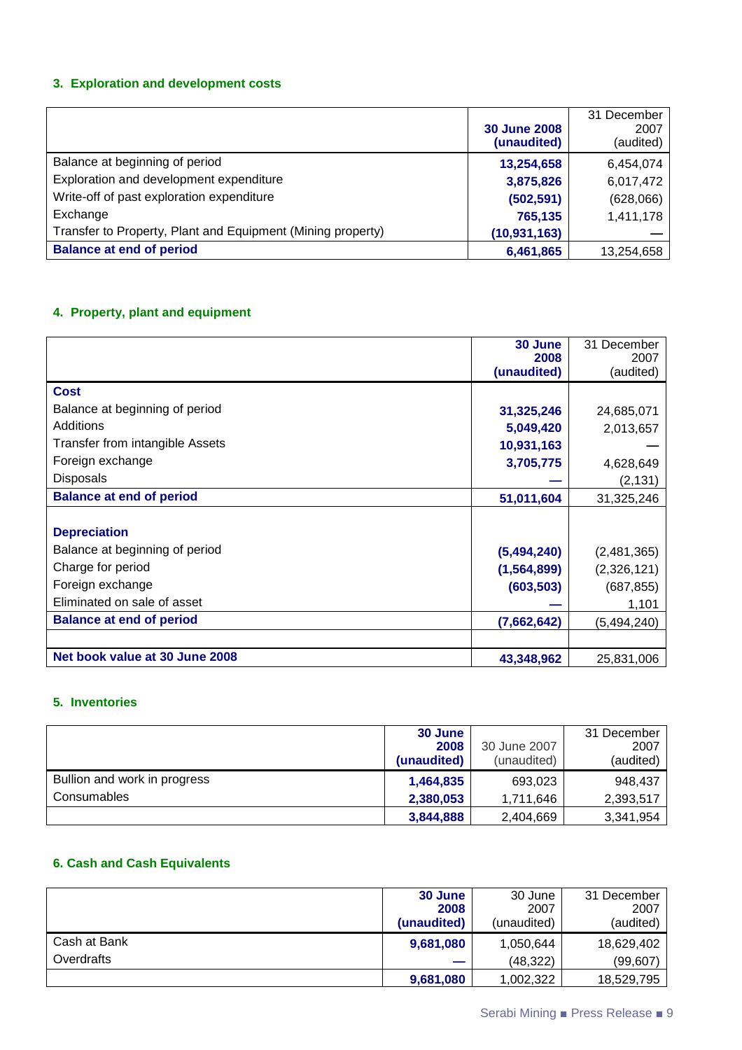### 3. Exploration and development costs

| | **30 June 2008 (unaudited)** | 31 December 2007 (audited) |
|---|---|---|
| Balance at beginning of period | **13,254,658** | 6,454,074 |
| Exploration and development expenditure | **3,875,826** | 6,017,472 |
| Write-off of past exploration expenditure | **(502,591)** | (628,066) |
| Exchange | **765,135** | 1,411,178 |
| Transfer to Property, Plant and Equipment (Mining property) | **(10,931,163)** | — |
| **Balance at end of period** | **6,461,865** | 13,254,658 |

### 4. Property, plant and equipment

| | **30 June 2008 (unaudited)** | 31 December 2007 (audited) |
|---|---|---|
| **Cost** | | |
| Balance at beginning of period | **31,325,246** | 24,685,071 |
| Additions | **5,049,420** | 2,013,657 |
| Transfer from intangible Assets | **10,931,163** | — |
| Foreign exchange | **3,705,775** | 4,628,649 |
| Disposals | **—** | (2,131) |
| **Balance at end of period** | **51,011,604** | 31,325,246 |
| | | |
| **Depreciation** | | |
| Balance at beginning of period | **(5,494,240)** | (2,481,365) |
| Charge for period | **(1,564,899)** | (2,326,121) |
| Foreign exchange | **(603,503)** | (687,855) |
| Eliminated on sale of asset | **—** | 1,101 |
| **Balance at end of period** | **(7,662,642)** | (5,494,240) |
| | | |
| **Net book value at 30 June 2008** | **43,348,962** | 25,831,006 |

### 5. Inventories

| | **30 June 2008 (unaudited)** | 30 June 2007 (unaudited) | 31 December 2007 (audited) |
|---|---|---|---|
| Bullion and work in progress | **1,464,835** | 693,023 | 948,437 |
| Consumables | **2,380,053** | 1,711,646 | 2,393,517 |
| | **3,844,888** | 2,404,669 | 3,341,954 |

### 6. Cash and Cash Equivalents

| | **30 June 2008 (unaudited)** | 30 June 2007 (unaudited) | 31 December 2007 (audited) |
|---|---|---|---|
| Cash at Bank | **9,681,080** | 1,050,644 | 18,629,402 |
| Overdrafts | **—** | (48,322) | (99,607) |
| | **9,681,080** | 1,002,322 | 18,529,795 |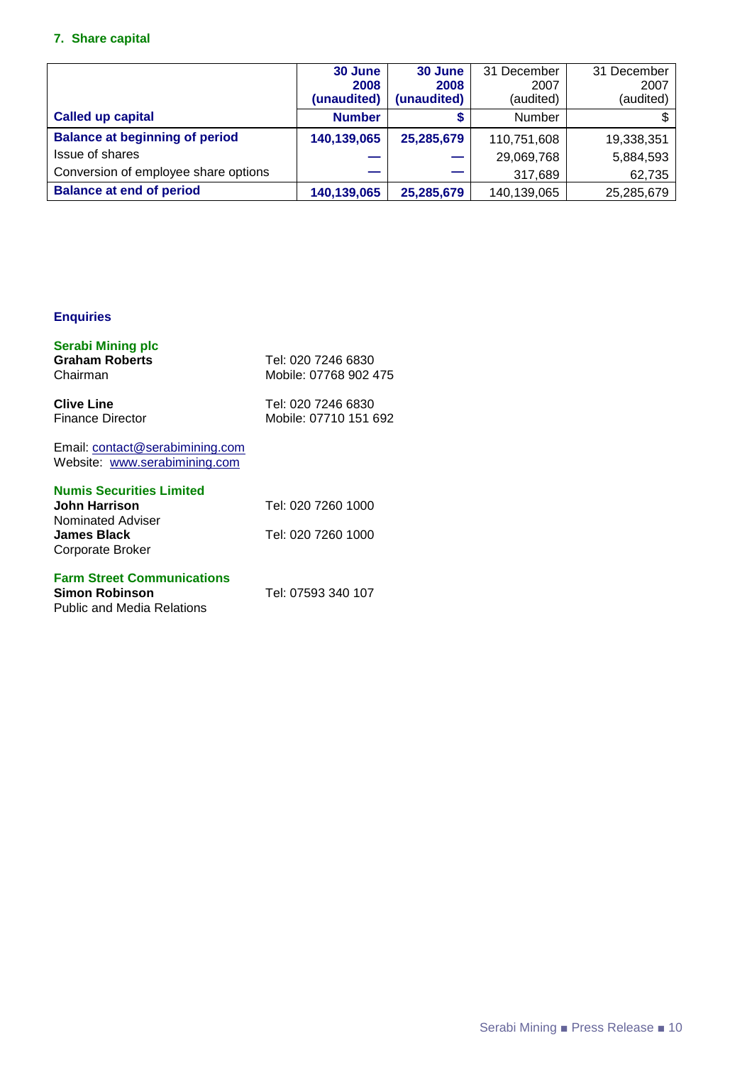## 7. Share capital

| Called up capital | 30 June 2008 (unaudited) Number | 30 June 2008 (unaudited) $ | 31 December 2007 (audited) Number | 31 December 2007 (audited) $ |
|---|---|---|---|---|
| **Balance at beginning of period** | **140,139,065** | **25,285,679** | 110,751,608 | 19,338,351 |
| Issue of shares | — | — | 29,069,768 | 5,884,593 |
| Conversion of employee share options | — | — | 317,689 | 62,735 |
| **Balance at end of period** | **140,139,065** | **25,285,679** | 140,139,065 | 25,285,679 |

### Enquiries

**Serabi Mining plc**

**Graham Roberts** Tel: 020 7246 6830
Chairman Mobile: 07768 902 475

**Clive Line** Tel: 020 7246 6830
Finance Director Mobile: 07710 151 692

Email: contact@serabimining.com
Website: www.serabimining.com

**Numis Securities Limited**

**John Harrison** Tel: 020 7260 1000
Nominated Adviser
**James Black** Tel: 020 7260 1000
Corporate Broker

**Farm Street Communications**

**Simon Robinson** Tel: 07593 340 107
Public and Media Relations